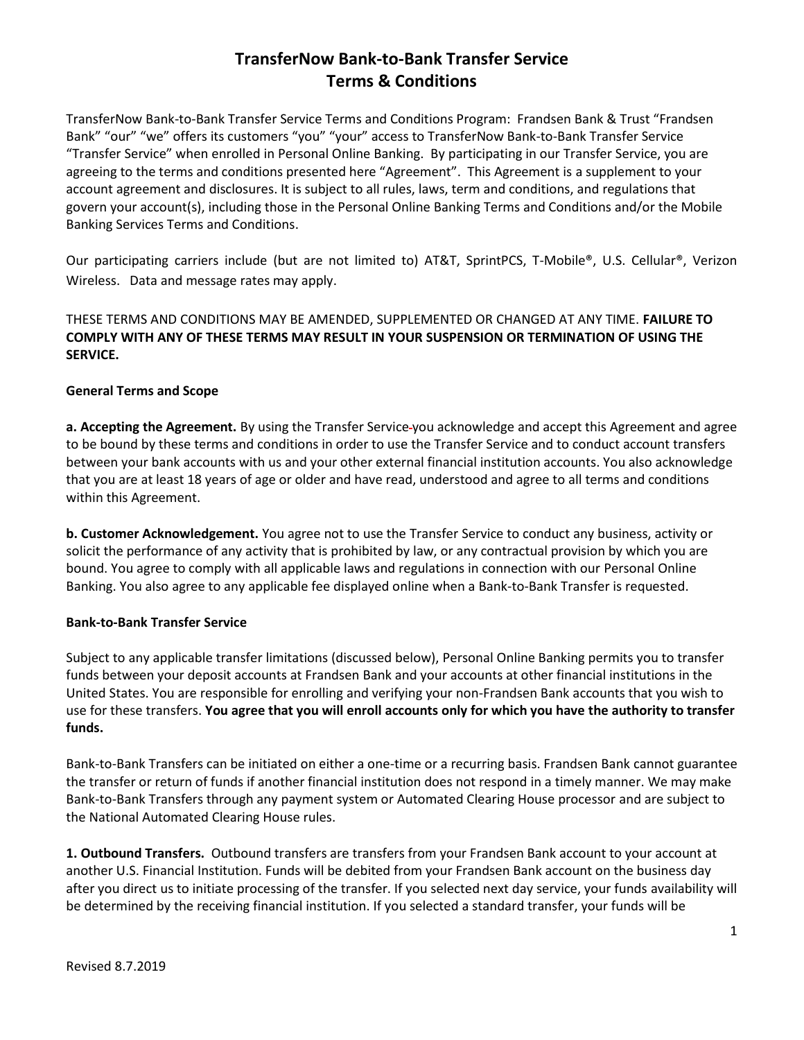# TransferNow Bank-to-Bank Transfer Service
# Terms & Conditions

TransferNow Bank-to-Bank Transfer Service Terms and Conditions Program: Frandsen Bank & Trust "Frandsen Bank" "our" "we" offers its customers "you" "your" access to TransferNow Bank-to-Bank Transfer Service "Transfer Service" when enrolled in Personal Online Banking. By participating in our Transfer Service, you are agreeing to the terms and conditions presented here "Agreement". This Agreement is a supplement to your account agreement and disclosures. It is subject to all rules, laws, term and conditions, and regulations that govern your account(s), including those in the Personal Online Banking Terms and Conditions and/or the Mobile Banking Services Terms and Conditions.

Our participating carriers include (but are not limited to) AT&T, SprintPCS, T-Mobile®, U.S. Cellular®, Verizon Wireless. Data and message rates may apply.

THESE TERMS AND CONDITIONS MAY BE AMENDED, SUPPLEMENTED OR CHANGED AT ANY TIME. **FAILURE TO COMPLY WITH ANY OF THESE TERMS MAY RESULT IN YOUR SUSPENSION OR TERMINATION OF USING THE SERVICE.**

**General Terms and Scope**

**a. Accepting the Agreement.** By using the Transfer Service you acknowledge and accept this Agreement and agree to be bound by these terms and conditions in order to use the Transfer Service and to conduct account transfers between your bank accounts with us and your other external financial institution accounts. You also acknowledge that you are at least 18 years of age or older and have read, understood and agree to all terms and conditions within this Agreement.

**b. Customer Acknowledgement.** You agree not to use the Transfer Service to conduct any business, activity or solicit the performance of any activity that is prohibited by law, or any contractual provision by which you are bound. You agree to comply with all applicable laws and regulations in connection with our Personal Online Banking. You also agree to any applicable fee displayed online when a Bank-to-Bank Transfer is requested.

**Bank-to-Bank Transfer Service**

Subject to any applicable transfer limitations (discussed below), Personal Online Banking permits you to transfer funds between your deposit accounts at Frandsen Bank and your accounts at other financial institutions in the United States. You are responsible for enrolling and verifying your non-Frandsen Bank accounts that you wish to use for these transfers. **You agree that you will enroll accounts only for which you have the authority to transfer funds.**

Bank-to-Bank Transfers can be initiated on either a one-time or a recurring basis. Frandsen Bank cannot guarantee the transfer or return of funds if another financial institution does not respond in a timely manner. We may make Bank-to-Bank Transfers through any payment system or Automated Clearing House processor and are subject to the National Automated Clearing House rules.

**1. Outbound Transfers.** Outbound transfers are transfers from your Frandsen Bank account to your account at another U.S. Financial Institution. Funds will be debited from your Frandsen Bank account on the business day after you direct us to initiate processing of the transfer. If you selected next day service, your funds availability will be determined by the receiving financial institution. If you selected a standard transfer, your funds will be

Revised 8.7.2019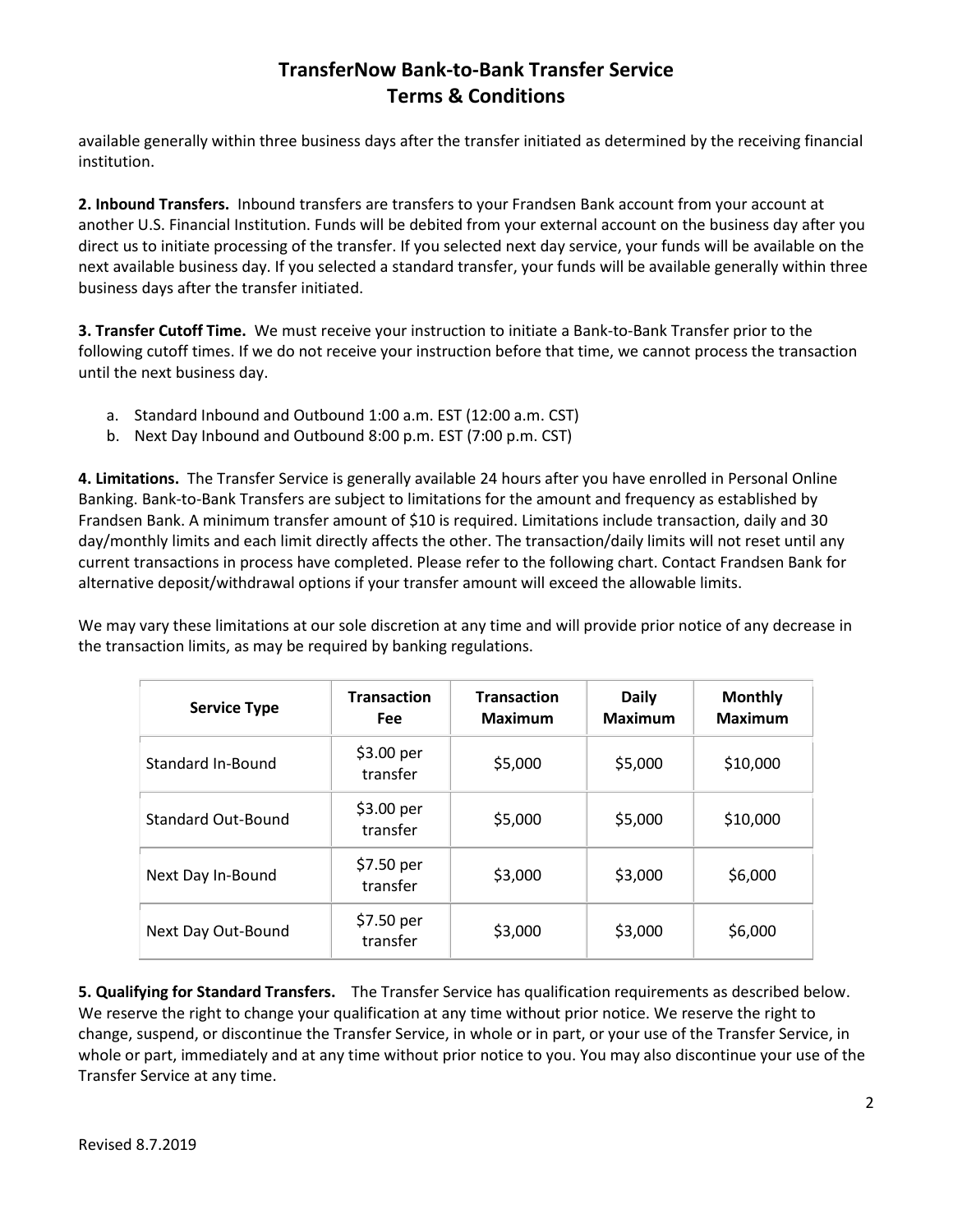available generally within three business days after the transfer initiated as determined by the receiving financial institution.

**2. Inbound Transfers.** Inbound transfers are transfers to your Frandsen Bank account from your account at another U.S. Financial Institution. Funds will be debited from your external account on the business day after you direct us to initiate processing of the transfer. If you selected next day service, your funds will be available on the next available business day. If you selected a standard transfer, your funds will be available generally within three business days after the transfer initiated.

**3. Transfer Cutoff Time.** We must receive your instruction to initiate a Bank-to-Bank Transfer prior to the following cutoff times. If we do not receive your instruction before that time, we cannot process the transaction until the next business day.

a. Standard Inbound and Outbound 1:00 a.m. EST (12:00 a.m. CST)
b. Next Day Inbound and Outbound 8:00 p.m. EST (7:00 p.m. CST)

**4. Limitations.** The Transfer Service is generally available 24 hours after you have enrolled in Personal Online Banking. Bank-to-Bank Transfers are subject to limitations for the amount and frequency as established by Frandsen Bank. A minimum transfer amount of $10 is required. Limitations include transaction, daily and 30 day/monthly limits and each limit directly affects the other. The transaction/daily limits will not reset until any current transactions in process have completed. Please refer to the following chart. Contact Frandsen Bank for alternative deposit/withdrawal options if your transfer amount will exceed the allowable limits.

We may vary these limitations at our sole discretion at any time and will provide prior notice of any decrease in the transaction limits, as may be required by banking regulations.

| Service Type | Transaction Fee | Transaction Maximum | Daily Maximum | Monthly Maximum |
|---|---|---|---|---|
| Standard In-Bound | $3.00 per transfer | $5,000 | $5,000 | $10,000 |
| Standard Out-Bound | $3.00 per transfer | $5,000 | $5,000 | $10,000 |
| Next Day In-Bound | $7.50 per transfer | $3,000 | $3,000 | $6,000 |
| Next Day Out-Bound | $7.50 per transfer | $3,000 | $3,000 | $6,000 |

**5. Qualifying for Standard Transfers.** The Transfer Service has qualification requirements as described below. We reserve the right to change your qualification at any time without prior notice. We reserve the right to change, suspend, or discontinue the Transfer Service, in whole or in part, or your use of the Transfer Service, in whole or part, immediately and at any time without prior notice to you. You may also discontinue your use of the Transfer Service at any time.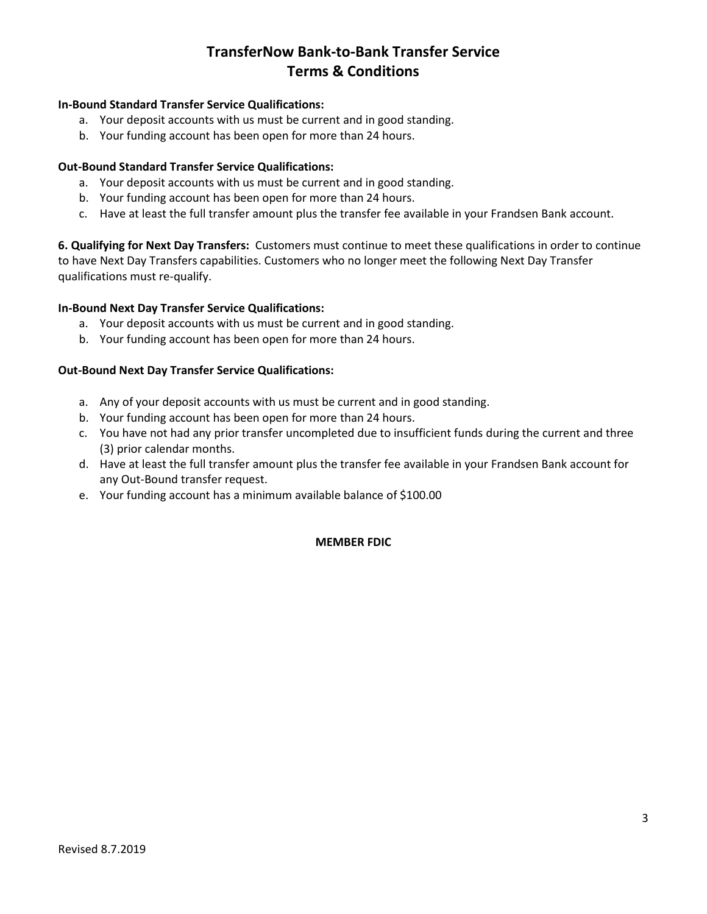# TransferNow Bank-to-Bank Transfer Service
# Terms & Conditions

**In-Bound Standard Transfer Service Qualifications:**

a. Your deposit accounts with us must be current and in good standing.
b. Your funding account has been open for more than 24 hours.

**Out-Bound Standard Transfer Service Qualifications:**

a. Your deposit accounts with us must be current and in good standing.
b. Your funding account has been open for more than 24 hours.
c. Have at least the full transfer amount plus the transfer fee available in your Frandsen Bank account.

**6. Qualifying for Next Day Transfers:** Customers must continue to meet these qualifications in order to continue to have Next Day Transfers capabilities. Customers who no longer meet the following Next Day Transfer qualifications must re-qualify.

**In-Bound Next Day Transfer Service Qualifications:**

a. Your deposit accounts with us must be current and in good standing.
b. Your funding account has been open for more than 24 hours.

**Out-Bound Next Day Transfer Service Qualifications:**

a. Any of your deposit accounts with us must be current and in good standing.
b. Your funding account has been open for more than 24 hours.
c. You have not had any prior transfer uncompleted due to insufficient funds during the current and three (3) prior calendar months.
d. Have at least the full transfer amount plus the transfer fee available in your Frandsen Bank account for any Out-Bound transfer request.
e. Your funding account has a minimum available balance of $100.00

**MEMBER FDIC**

Revised 8.7.2019